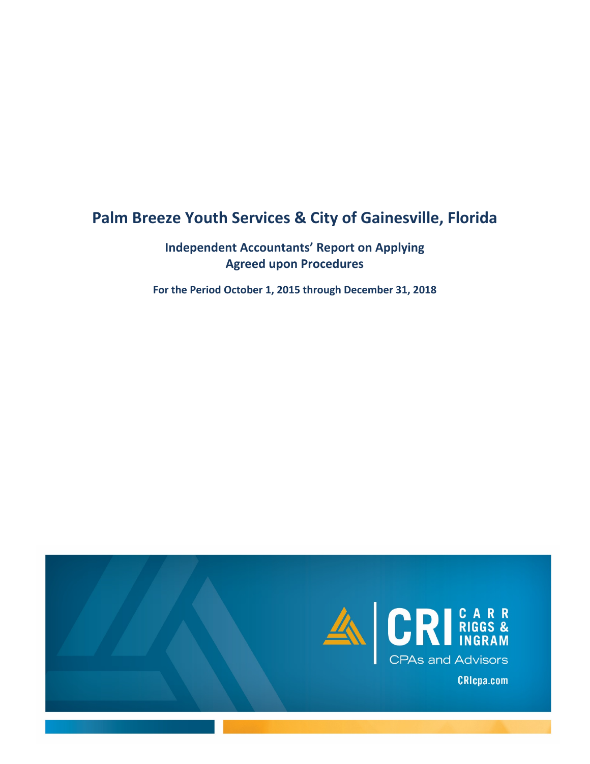# Palm Breeze Youth Services & City of Gainesville, Florida

## Independent Accountants' Report on Applying Agreed upon Procedures

**For the Period October 1, 2015 through December 31, 2018**

CRI CARR RIGGS & INGRAM

CPAs and Advisors

CRIcpa.com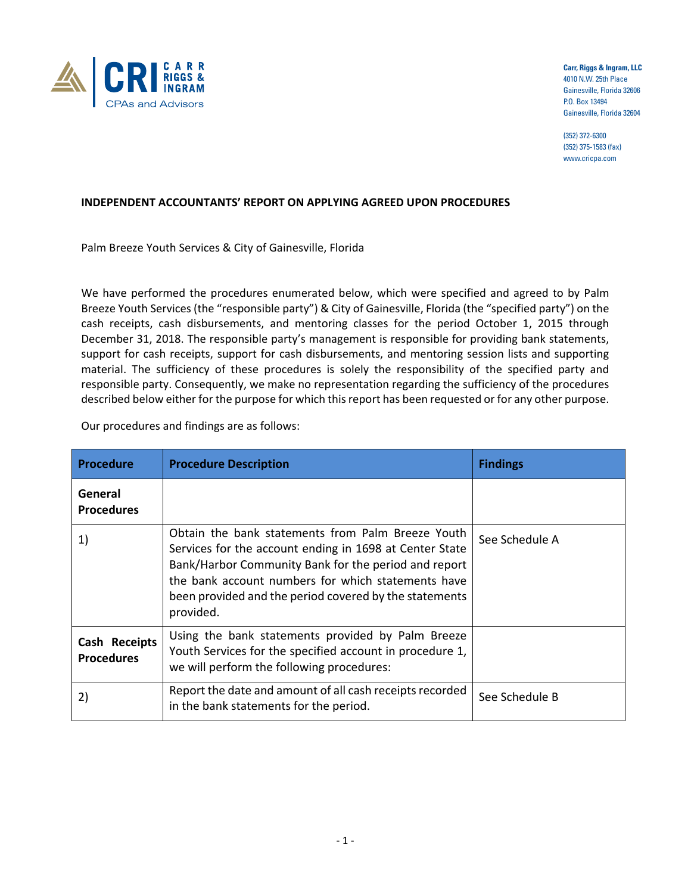Carr, Riggs & Ingram, LLC
4010 N.W. 25th Place
Gainesville, Florida 32606
P.O. Box 13494
Gainesville, Florida 32604

(352) 372-6300
(352) 375-1583 (fax)
www.cricpa.com

**INDEPENDENT ACCOUNTANTS' REPORT ON APPLYING AGREED UPON PROCEDURES**

Palm Breeze Youth Services & City of Gainesville, Florida

We have performed the procedures enumerated below, which were specified and agreed to by Palm Breeze Youth Services (the "responsible party") & City of Gainesville, Florida (the "specified party") on the cash receipts, cash disbursements, and mentoring classes for the period October 1, 2015 through December 31, 2018. The responsible party's management is responsible for providing bank statements, support for cash receipts, support for cash disbursements, and mentoring session lists and supporting material. The sufficiency of these procedures is solely the responsibility of the specified party and responsible party. Consequently, we make no representation regarding the sufficiency of the procedures described below either for the purpose for which this report has been requested or for any other purpose.

Our procedures and findings are as follows:

| Procedure | Procedure Description | Findings |
|---|---|---|
| **General Procedures** | | |
| 1) | Obtain the bank statements from Palm Breeze Youth Services for the account ending in 1698 at Center State Bank/Harbor Community Bank for the period and report the bank account numbers for which statements have been provided and the period covered by the statements provided. | See Schedule A |
| **Cash Receipts Procedures** | Using the bank statements provided by Palm Breeze Youth Services for the specified account in procedure 1, we will perform the following procedures: | |
| 2) | Report the date and amount of all cash receipts recorded in the bank statements for the period. | See Schedule B |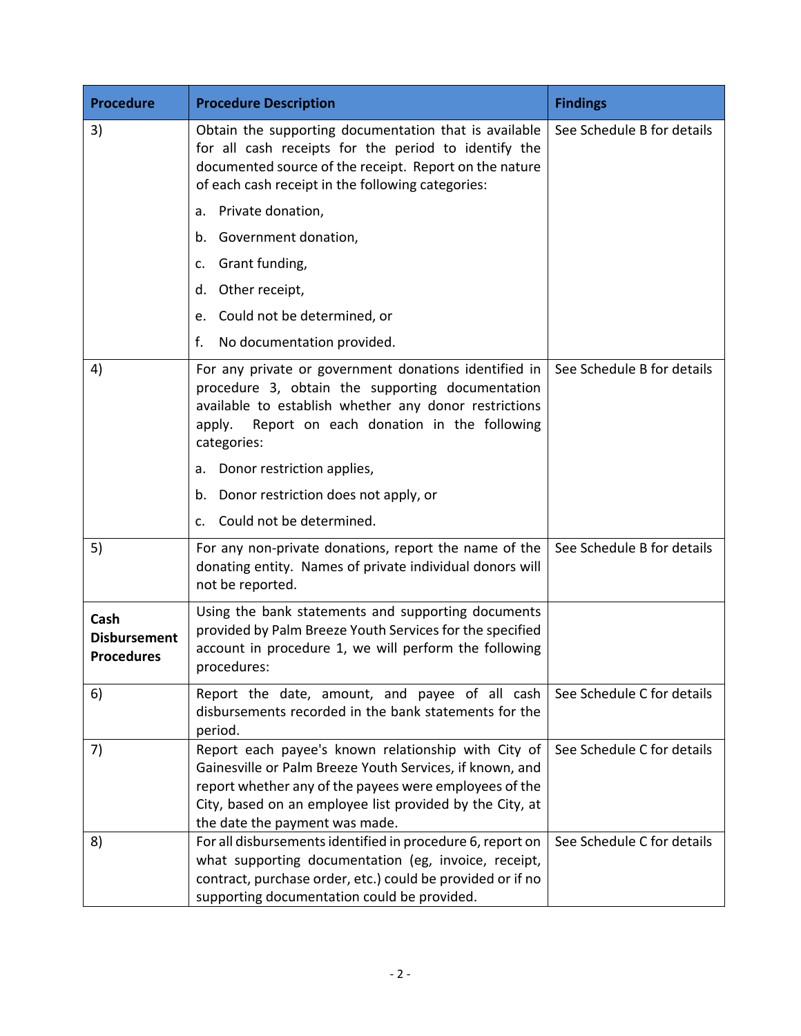| Procedure | Procedure Description | Findings |
| --- | --- | --- |
| 3) | Obtain the supporting documentation that is available for all cash receipts for the period to identify the documented source of the receipt. Report on the nature of each cash receipt in the following categories:<br><br>a. Private donation,<br>b. Government donation,<br>c. Grant funding,<br>d. Other receipt,<br>e. Could not be determined, or<br>f. No documentation provided. | See Schedule B for details |
| 4) | For any private or government donations identified in procedure 3, obtain the supporting documentation available to establish whether any donor restrictions apply. Report on each donation in the following categories:<br><br>a. Donor restriction applies,<br>b. Donor restriction does not apply, or<br>c. Could not be determined. | See Schedule B for details |
| 5) | For any non-private donations, report the name of the donating entity. Names of private individual donors will not be reported. | See Schedule B for details |
| **Cash Disbursement Procedures** | Using the bank statements and supporting documents provided by Palm Breeze Youth Services for the specified account in procedure 1, we will perform the following procedures: | |
| 6) | Report the date, amount, and payee of all cash disbursements recorded in the bank statements for the period. | See Schedule C for details |
| 7) | Report each payee's known relationship with City of Gainesville or Palm Breeze Youth Services, if known, and report whether any of the payees were employees of the City, based on an employee list provided by the City, at the date the payment was made. | See Schedule C for details |
| 8) | For all disbursements identified in procedure 6, report on what supporting documentation (eg, invoice, receipt, contract, purchase order, etc.) could be provided or if no supporting documentation could be provided. | See Schedule C for details |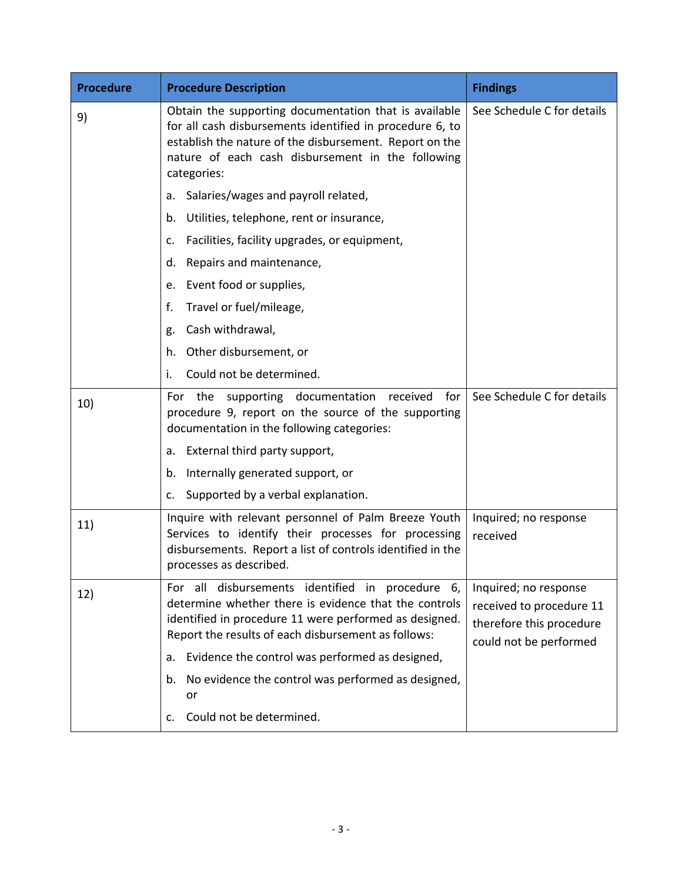| Procedure | Procedure Description | Findings |
|---|---|---|
| 9) | Obtain the supporting documentation that is available for all cash disbursements identified in procedure 6, to establish the nature of the disbursement. Report on the nature of each cash disbursement in the following categories:<br>a. Salaries/wages and payroll related,<br>b. Utilities, telephone, rent or insurance,<br>c. Facilities, facility upgrades, or equipment,<br>d. Repairs and maintenance,<br>e. Event food or supplies,<br>f. Travel or fuel/mileage,<br>g. Cash withdrawal,<br>h. Other disbursement, or<br>i. Could not be determined. | See Schedule C for details |
| 10) | For the supporting documentation received for procedure 9, report on the source of the supporting documentation in the following categories:<br>a. External third party support,<br>b. Internally generated support, or<br>c. Supported by a verbal explanation. | See Schedule C for details |
| 11) | Inquire with relevant personnel of Palm Breeze Youth Services to identify their processes for processing disbursements. Report a list of controls identified in the processes as described. | Inquired; no response received |
| 12) | For all disbursements identified in procedure 6, determine whether there is evidence that the controls identified in procedure 11 were performed as designed. Report the results of each disbursement as follows:<br>a. Evidence the control was performed as designed,<br>b. No evidence the control was performed as designed, or<br>c. Could not be determined. | Inquired; no response received to procedure 11 therefore this procedure could not be performed |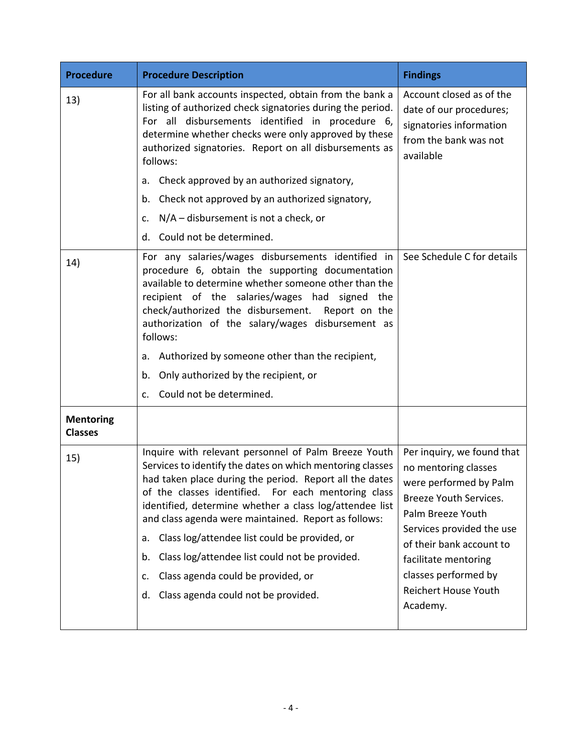| Procedure | Procedure Description | Findings |
|---|---|---|
| 13) | For all bank accounts inspected, obtain from the bank a listing of authorized check signatories during the period. For all disbursements identified in procedure 6, determine whether checks were only approved by these authorized signatories. Report on all disbursements as follows:<br><br>a. Check approved by an authorized signatory,<br><br>b. Check not approved by an authorized signatory,<br><br>c. N/A – disbursement is not a check, or<br><br>d. Could not be determined. | Account closed as of the date of our procedures; signatories information from the bank was not available |
| 14) | For any salaries/wages disbursements identified in procedure 6, obtain the supporting documentation available to determine whether someone other than the recipient of the salaries/wages had signed the check/authorized the disbursement. Report on the authorization of the salary/wages disbursement as follows:<br><br>a. Authorized by someone other than the recipient,<br><br>b. Only authorized by the recipient, or<br><br>c. Could not be determined. | See Schedule C for details |
| **Mentoring Classes** | | |
| 15) | Inquire with relevant personnel of Palm Breeze Youth Services to identify the dates on which mentoring classes had taken place during the period. Report all the dates of the classes identified. For each mentoring class identified, determine whether a class log/attendee list and class agenda were maintained. Report as follows:<br><br>a. Class log/attendee list could be provided, or<br><br>b. Class log/attendee list could not be provided.<br><br>c. Class agenda could be provided, or<br><br>d. Class agenda could not be provided. | Per inquiry, we found that no mentoring classes were performed by Palm Breeze Youth Services. Palm Breeze Youth Services provided the use of their bank account to facilitate mentoring classes performed by Reichert House Youth Academy. |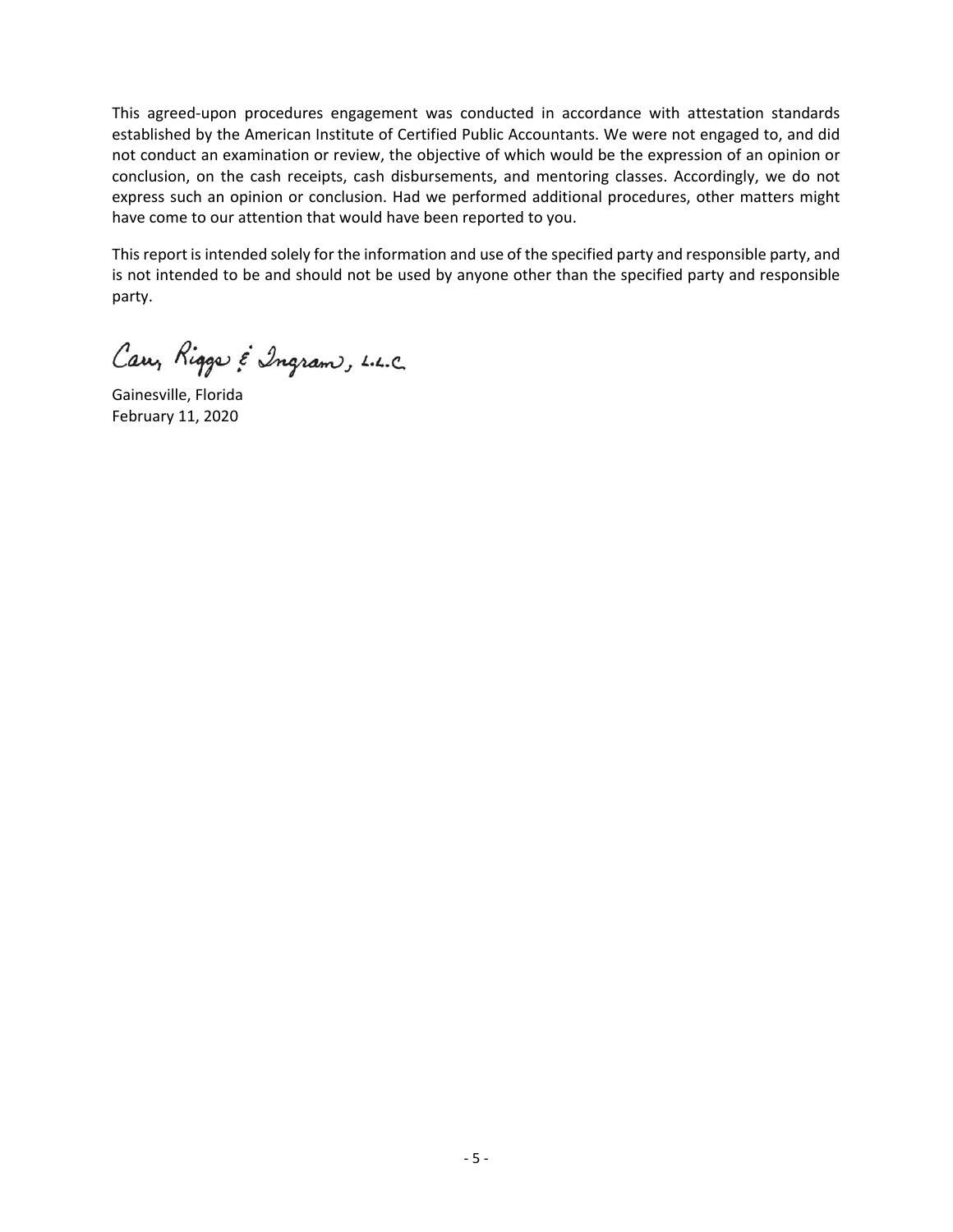This agreed-upon procedures engagement was conducted in accordance with attestation standards established by the American Institute of Certified Public Accountants. We were not engaged to, and did not conduct an examination or review, the objective of which would be the expression of an opinion or conclusion, on the cash receipts, cash disbursements, and mentoring classes. Accordingly, we do not express such an opinion or conclusion. Had we performed additional procedures, other matters might have come to our attention that would have been reported to you.

This report is intended solely for the information and use of the specified party and responsible party, and is not intended to be and should not be used by anyone other than the specified party and responsible party.

Carr, Riggs & Ingram, L.L.C.

Gainesville, Florida
February 11, 2020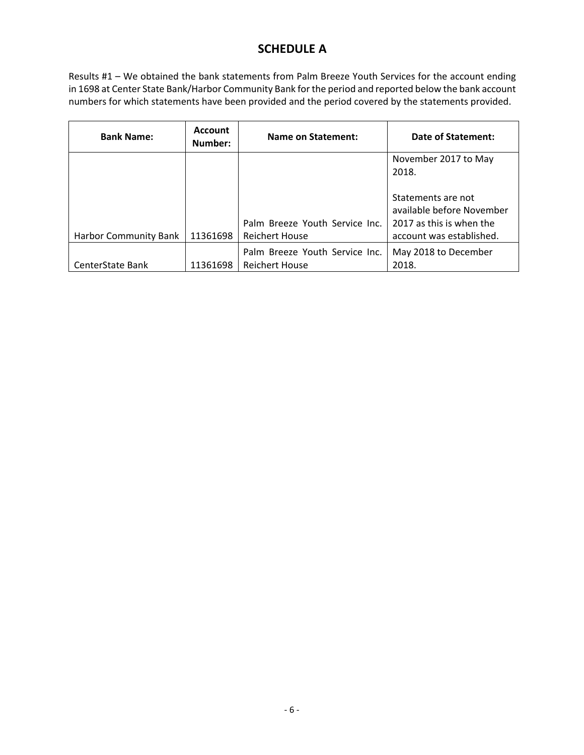# SCHEDULE A

Results #1 – We obtained the bank statements from Palm Breeze Youth Services for the account ending in 1698 at Center State Bank/Harbor Community Bank for the period and reported below the bank account numbers for which statements have been provided and the period covered by the statements provided.

| Bank Name: | Account Number: | Name on Statement: | Date of Statement: |
|---|---|---|---|
| Harbor Community Bank | 11361698 | Palm Breeze Youth Service Inc. Reichert House | November 2017 to May 2018.<br><br>Statements are not available before November 2017 as this is when the account was established. |
| CenterState Bank | 11361698 | Palm Breeze Youth Service Inc. Reichert House | May 2018 to December 2018. |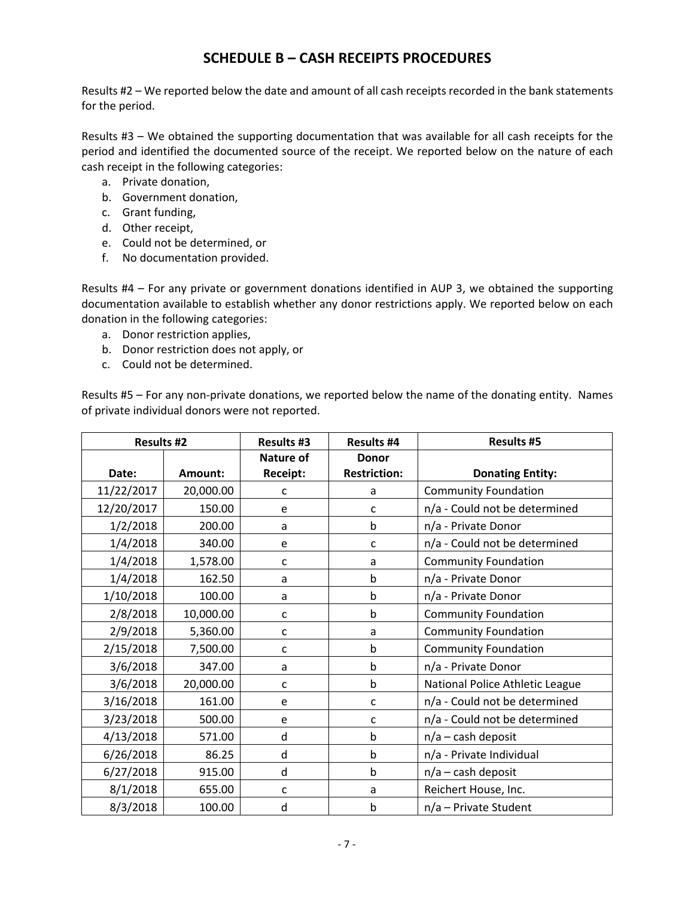## SCHEDULE B – CASH RECEIPTS PROCEDURES

Results #2 – We reported below the date and amount of all cash receipts recorded in the bank statements for the period.

Results #3 – We obtained the supporting documentation that was available for all cash receipts for the period and identified the documented source of the receipt. We reported below on the nature of each cash receipt in the following categories:

a. Private donation,
b. Government donation,
c. Grant funding,
d. Other receipt,
e. Could not be determined, or
f. No documentation provided.

Results #4 – For any private or government donations identified in AUP 3, we obtained the supporting documentation available to establish whether any donor restrictions apply. We reported below on each donation in the following categories:

a. Donor restriction applies,
b. Donor restriction does not apply, or
c. Could not be determined.

Results #5 – For any non-private donations, we reported below the name of the donating entity. Names of private individual donors were not reported.

| Results #2 | | Results #3 | Results #4 | Results #5 |
|---|---|---|---|---|
| Date: | Amount: | Nature of Receipt: | Donor Restriction: | Donating Entity: |
| 11/22/2017 | 20,000.00 | c | a | Community Foundation |
| 12/20/2017 | 150.00 | e | c | n/a - Could not be determined |
| 1/2/2018 | 200.00 | a | b | n/a - Private Donor |
| 1/4/2018 | 340.00 | e | c | n/a - Could not be determined |
| 1/4/2018 | 1,578.00 | c | a | Community Foundation |
| 1/4/2018 | 162.50 | a | b | n/a - Private Donor |
| 1/10/2018 | 100.00 | a | b | n/a - Private Donor |
| 2/8/2018 | 10,000.00 | c | b | Community Foundation |
| 2/9/2018 | 5,360.00 | c | a | Community Foundation |
| 2/15/2018 | 7,500.00 | c | b | Community Foundation |
| 3/6/2018 | 347.00 | a | b | n/a - Private Donor |
| 3/6/2018 | 20,000.00 | c | b | National Police Athletic League |
| 3/16/2018 | 161.00 | e | c | n/a - Could not be determined |
| 3/23/2018 | 500.00 | e | c | n/a - Could not be determined |
| 4/13/2018 | 571.00 | d | b | n/a – cash deposit |
| 6/26/2018 | 86.25 | d | b | n/a - Private Individual |
| 6/27/2018 | 915.00 | d | b | n/a – cash deposit |
| 8/1/2018 | 655.00 | c | a | Reichert House, Inc. |
| 8/3/2018 | 100.00 | d | b | n/a – Private Student |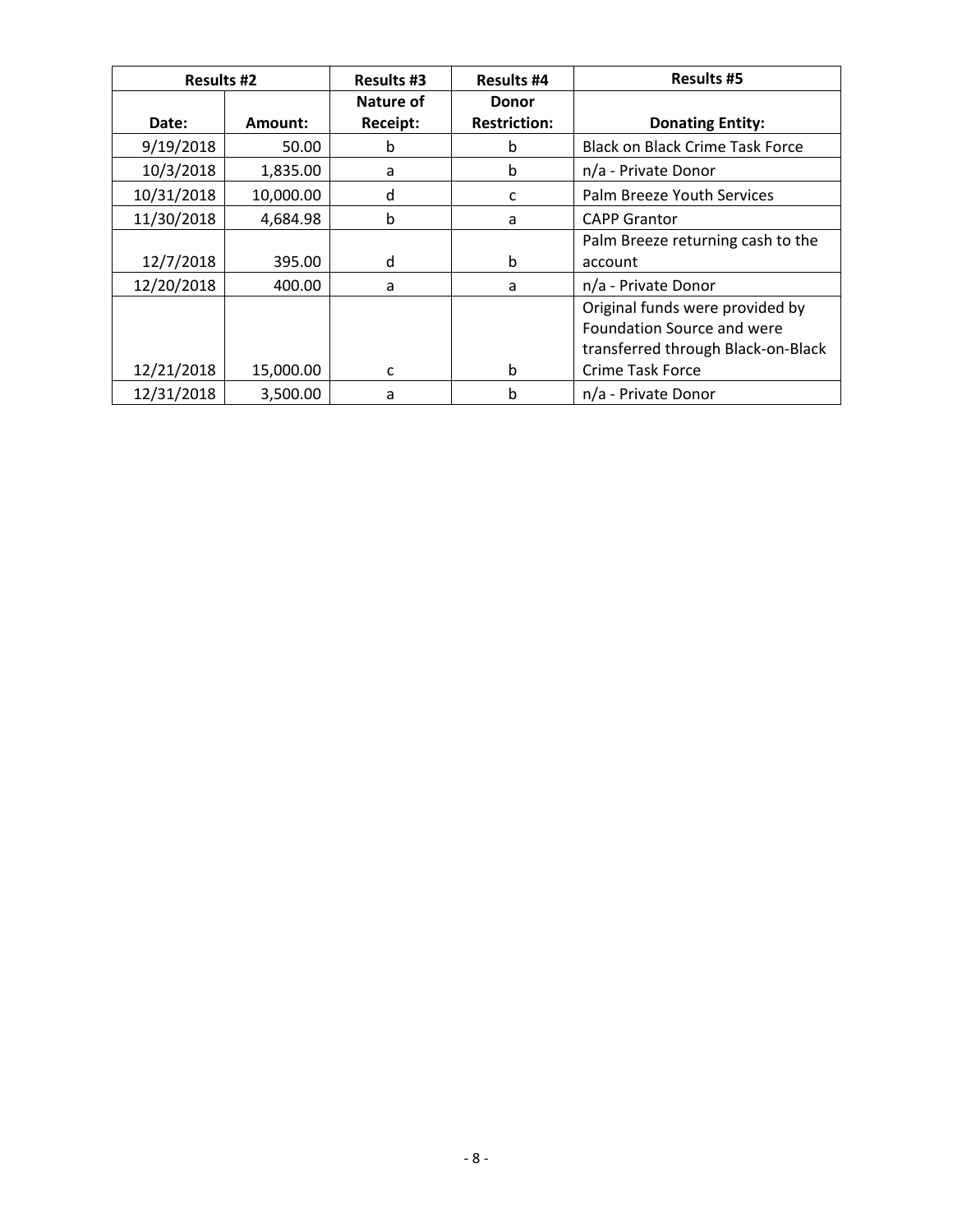| Results #2 | | Results #3 | Results #4 | Results #5 |
|---|---|---|---|---|
| Date: | Amount: | Nature of Receipt: | Donor Restriction: | Donating Entity: |
| 9/19/2018 | 50.00 | b | b | Black on Black Crime Task Force |
| 10/3/2018 | 1,835.00 | a | b | n/a - Private Donor |
| 10/31/2018 | 10,000.00 | d | c | Palm Breeze Youth Services |
| 11/30/2018 | 4,684.98 | b | a | CAPP Grantor |
| 12/7/2018 | 395.00 | d | b | Palm Breeze returning cash to the account |
| 12/20/2018 | 400.00 | a | a | n/a - Private Donor |
| 12/21/2018 | 15,000.00 | c | b | Original funds were provided by Foundation Source and were transferred through Black-on-Black Crime Task Force |
| 12/31/2018 | 3,500.00 | a | b | n/a - Private Donor |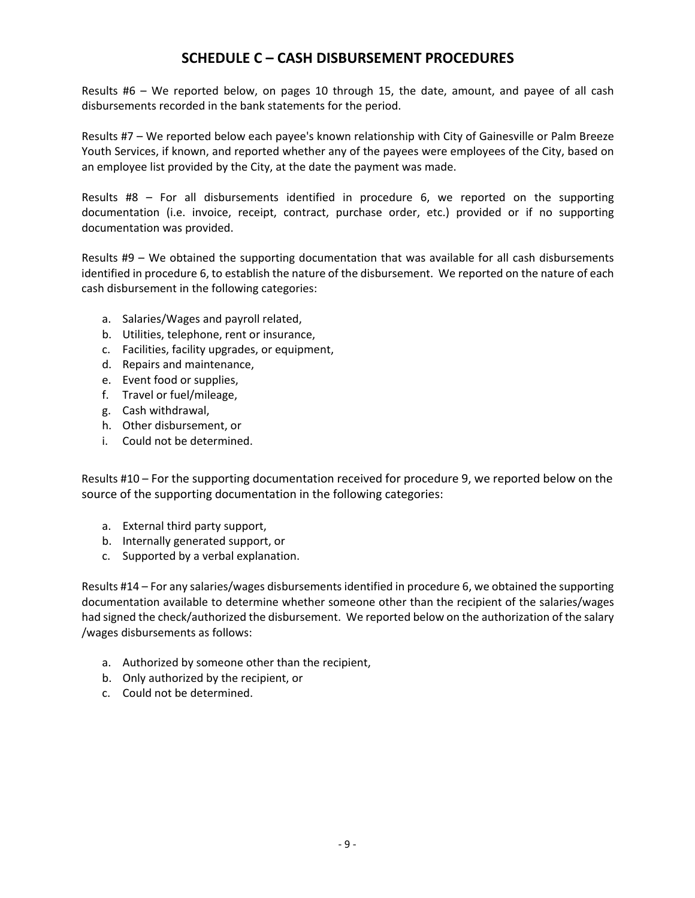## SCHEDULE C – CASH DISBURSEMENT PROCEDURES

Results #6 – We reported below, on pages 10 through 15, the date, amount, and payee of all cash disbursements recorded in the bank statements for the period.

Results #7 – We reported below each payee's known relationship with City of Gainesville or Palm Breeze Youth Services, if known, and reported whether any of the payees were employees of the City, based on an employee list provided by the City, at the date the payment was made.

Results #8 – For all disbursements identified in procedure 6, we reported on the supporting documentation (i.e. invoice, receipt, contract, purchase order, etc.) provided or if no supporting documentation was provided.

Results #9 – We obtained the supporting documentation that was available for all cash disbursements identified in procedure 6, to establish the nature of the disbursement. We reported on the nature of each cash disbursement in the following categories:

a. Salaries/Wages and payroll related,
b. Utilities, telephone, rent or insurance,
c. Facilities, facility upgrades, or equipment,
d. Repairs and maintenance,
e. Event food or supplies,
f. Travel or fuel/mileage,
g. Cash withdrawal,
h. Other disbursement, or
i. Could not be determined.

Results #10 – For the supporting documentation received for procedure 9, we reported below on the source of the supporting documentation in the following categories:

a. External third party support,
b. Internally generated support, or
c. Supported by a verbal explanation.

Results #14 – For any salaries/wages disbursements identified in procedure 6, we obtained the supporting documentation available to determine whether someone other than the recipient of the salaries/wages had signed the check/authorized the disbursement. We reported below on the authorization of the salary /wages disbursements as follows:

a. Authorized by someone other than the recipient,
b. Only authorized by the recipient, or
c. Could not be determined.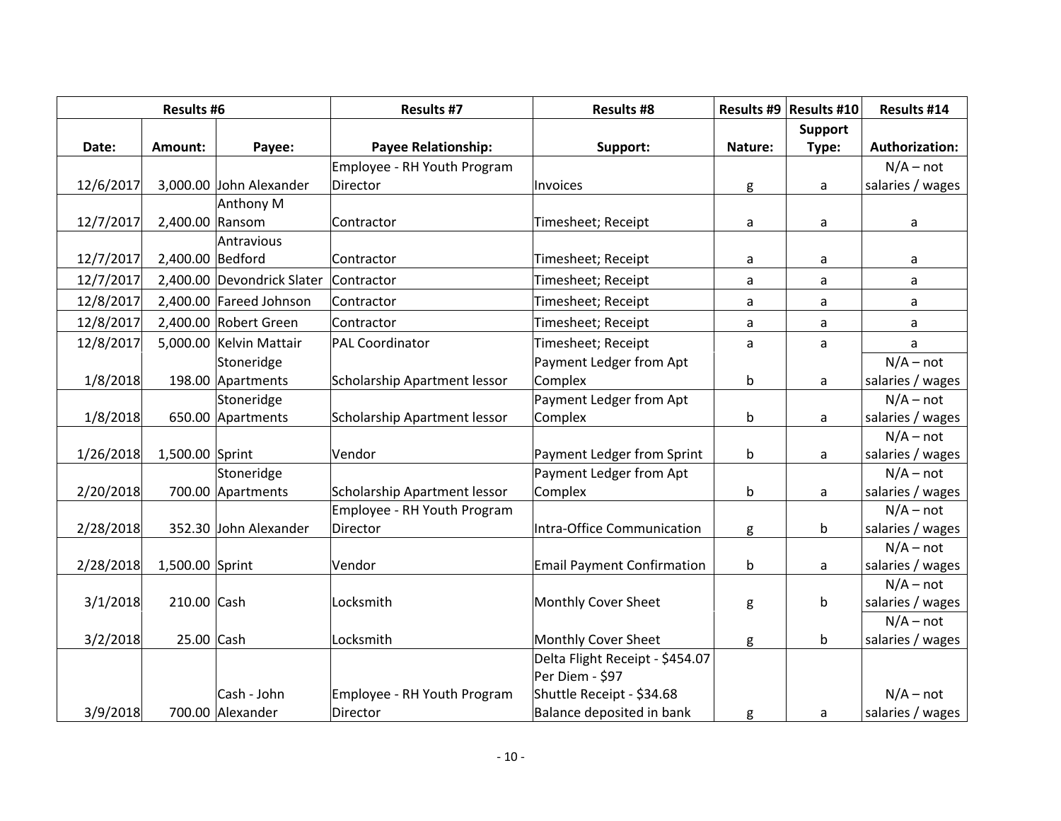| Results #6 | | | Results #7 | Results #8 | Results #9 | Results #10 | Results #14 |
|---|---|---|---|---|---|---|---|
| Date: | Amount: | Payee: | Payee Relationship: | Support: | Nature: | Support Type: | Authorization: |
| 12/6/2017 | 3,000.00 | John Alexander | Employee - RH Youth Program Director | Invoices | g | a | N/A – not salaries / wages |
| 12/7/2017 | 2,400.00 | Anthony M Ransom | Contractor | Timesheet; Receipt | a | a | a |
| 12/7/2017 | 2,400.00 | Antravious Bedford | Contractor | Timesheet; Receipt | a | a | a |
| 12/7/2017 | 2,400.00 | Devondrick Slater | Contractor | Timesheet; Receipt | a | a | a |
| 12/8/2017 | 2,400.00 | Fareed Johnson | Contractor | Timesheet; Receipt | a | a | a |
| 12/8/2017 | 2,400.00 | Robert Green | Contractor | Timesheet; Receipt | a | a | a |
| 12/8/2017 | 5,000.00 | Kelvin Mattair | PAL Coordinator | Timesheet; Receipt | a | a | a |
| 1/8/2018 | 198.00 | Stoneridge Apartments | Scholarship Apartment lessor | Payment Ledger from Apt Complex | b | a | N/A – not salaries / wages |
| 1/8/2018 | 650.00 | Stoneridge Apartments | Scholarship Apartment lessor | Payment Ledger from Apt Complex | b | a | N/A – not salaries / wages |
| 1/26/2018 | 1,500.00 | Sprint | Vendor | Payment Ledger from Sprint | b | a | N/A – not salaries / wages |
| 2/20/2018 | 700.00 | Stoneridge Apartments | Scholarship Apartment lessor | Payment Ledger from Apt Complex | b | a | N/A – not salaries / wages |
| 2/28/2018 | 352.30 | John Alexander | Employee - RH Youth Program Director | Intra-Office Communication | g | b | N/A – not salaries / wages |
| 2/28/2018 | 1,500.00 | Sprint | Vendor | Email Payment Confirmation | b | a | N/A – not salaries / wages |
| 3/1/2018 | 210.00 | Cash | Locksmith | Monthly Cover Sheet | g | b | N/A – not salaries / wages |
| 3/2/2018 | 25.00 | Cash | Locksmith | Monthly Cover Sheet | g | b | N/A – not salaries / wages |
| 3/9/2018 | 700.00 | Cash - John Alexander | Employee - RH Youth Program Director | Delta Flight Receipt - $454.07<br>Per Diem - $97<br>Shuttle Receipt - $34.68<br>Balance deposited in bank | g | a | N/A – not salaries / wages |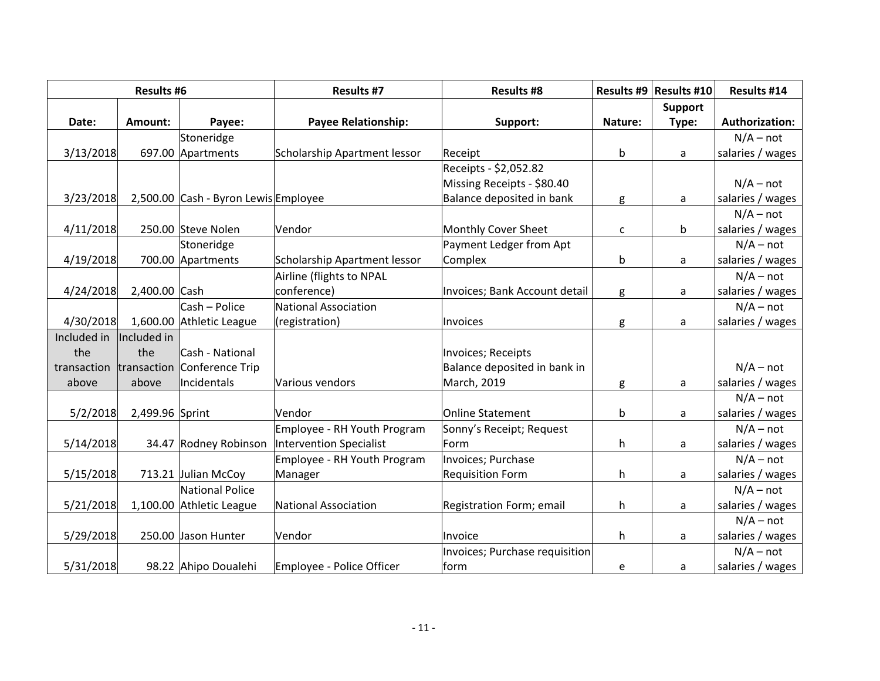| Results #6 | | | Results #7 | Results #8 | Results #9 | Results #10 | Results #14 |
|---|---|---|---|---|---|---|---|
| Date: | Amount: | Payee: | Payee Relationship: | Support: | Nature: | Support Type: | Authorization: |
| 3/13/2018 | 697.00 | Stoneridge Apartments | Scholarship Apartment lessor | Receipt | b | a | N/A – not salaries / wages |
| 3/23/2018 | 2,500.00 | Cash - Byron Lewis | Employee | Receipts - $2,052.82 Missing Receipts - $80.40 Balance deposited in bank | g | a | N/A – not salaries / wages |
| 4/11/2018 | 250.00 | Steve Nolen | Vendor | Monthly Cover Sheet | c | b | N/A – not salaries / wages |
| 4/19/2018 | 700.00 | Stoneridge Apartments | Scholarship Apartment lessor | Payment Ledger from Apt Complex | b | a | N/A – not salaries / wages |
| 4/24/2018 | 2,400.00 | Cash | Airline (flights to NPAL conference) | Invoices; Bank Account detail | g | a | N/A – not salaries / wages |
| 4/30/2018 | 1,600.00 | Cash – Police Athletic League | National Association (registration) | Invoices | g | a | N/A – not salaries / wages |
| Included in the transaction above | Included in the transaction above | Cash - National Conference Trip Incidentals | Various vendors | Invoices; Receipts Balance deposited in bank in March, 2019 | g | a | N/A – not salaries / wages |
| 5/2/2018 | 2,499.96 | Sprint | Vendor | Online Statement | b | a | N/A – not salaries / wages |
| 5/14/2018 | 34.47 | Rodney Robinson | Employee - RH Youth Program Intervention Specialist | Sonny's Receipt; Request Form | h | a | N/A – not salaries / wages |
| 5/15/2018 | 713.21 | Julian McCoy | Employee - RH Youth Program Manager | Invoices; Purchase Requisition Form | h | a | N/A – not salaries / wages |
| 5/21/2018 | 1,100.00 | National Police Athletic League | National Association | Registration Form; email | h | a | N/A – not salaries / wages |
| 5/29/2018 | 250.00 | Jason Hunter | Vendor | Invoice | h | a | N/A – not salaries / wages |
| 5/31/2018 | 98.22 | Ahipo Doualehi | Employee - Police Officer | Invoices; Purchase requisition form | e | a | N/A – not salaries / wages |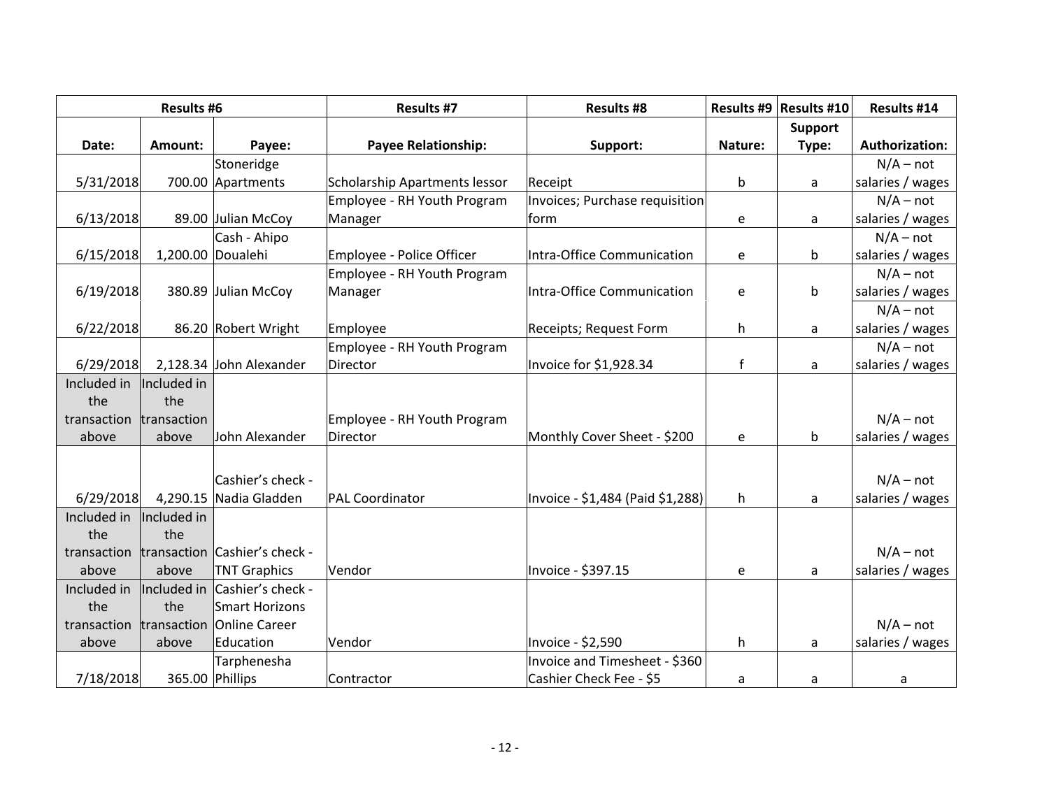| Results #6 | | | Results #7 | Results #8 | Results #9 | Results #10 | Results #14 |
|---|---|---|---|---|---|---|---|
| Date: | Amount: | Payee: | Payee Relationship: | Support: | Nature: | Support Type: | Authorization: |
| 5/31/2018 | 700.00 | Stoneridge Apartments | Scholarship Apartments lessor | Receipt | b | a | N/A – not salaries / wages |
| 6/13/2018 | 89.00 | Julian McCoy | Employee - RH Youth Program Manager | Invoices; Purchase requisition form | e | a | N/A – not salaries / wages |
| 6/15/2018 | 1,200.00 | Cash - Ahipo Doualehi | Employee - Police Officer | Intra-Office Communication | e | b | N/A – not salaries / wages |
| 6/19/2018 | 380.89 | Julian McCoy | Employee - RH Youth Program Manager | Intra-Office Communication | e | b | N/A – not salaries / wages |
| 6/22/2018 | 86.20 | Robert Wright | Employee | Receipts; Request Form | h | a | N/A – not salaries / wages |
| 6/29/2018 | 2,128.34 | John Alexander | Employee - RH Youth Program Director | Invoice for $1,928.34 | f | a | N/A – not salaries / wages |
| Included in the transaction above | Included in the transaction above | John Alexander | Employee - RH Youth Program Director | Monthly Cover Sheet - $200 | e | b | N/A – not salaries / wages |
| 6/29/2018 | 4,290.15 | Cashier's check - Nadia Gladden | PAL Coordinator | Invoice - $1,484 (Paid $1,288) | h | a | N/A – not salaries / wages |
| Included in the transaction above | Included in the transaction above | Cashier's check - TNT Graphics | Vendor | Invoice - $397.15 | e | a | N/A – not salaries / wages |
| Included in the transaction above | Included in the transaction above | Cashier's check - Smart Horizons Online Career Education | Vendor | Invoice - $2,590 | h | a | N/A – not salaries / wages |
| 7/18/2018 | 365.00 | Tarphenesha Phillips | Contractor | Invoice and Timesheet - $360 Cashier Check Fee - $5 | a | a | a |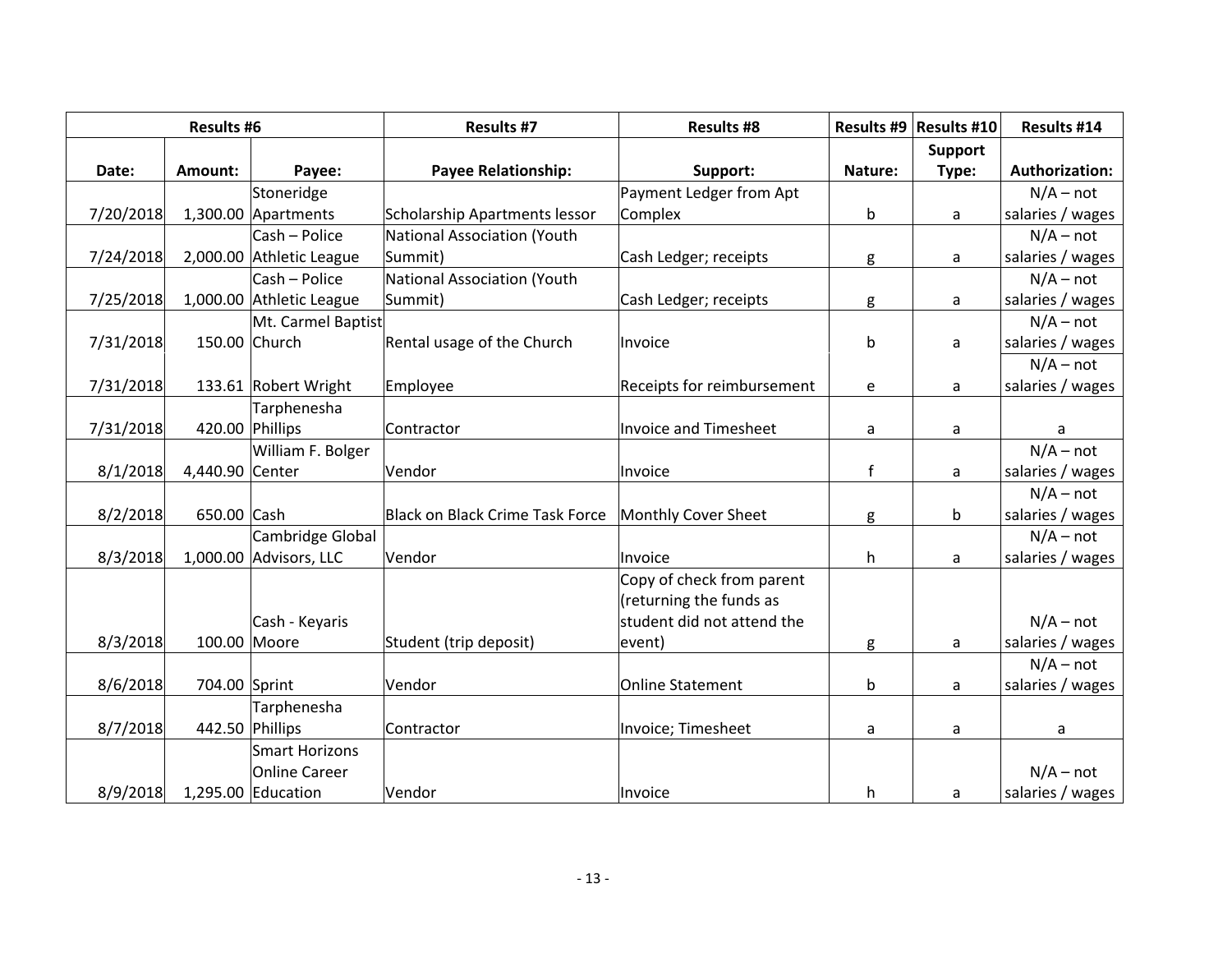| Results #6 | | | Results #7 | Results #8 | Results #9 | Results #10 | Results #14 |
|---|---|---|---|---|---|---|---|
| Date: | Amount: | Payee: | Payee Relationship: | Support: | Nature: | Support Type: | Authorization: |
| 7/20/2018 | 1,300.00 | Stoneridge Apartments | Scholarship Apartments lessor | Payment Ledger from Apt Complex | b | a | N/A – not salaries / wages |
| 7/24/2018 | 2,000.00 | Cash – Police Athletic League | National Association (Youth Summit) | Cash Ledger; receipts | g | a | N/A – not salaries / wages |
| 7/25/2018 | 1,000.00 | Cash – Police Athletic League | National Association (Youth Summit) | Cash Ledger; receipts | g | a | N/A – not salaries / wages |
| 7/31/2018 | 150.00 | Mt. Carmel Baptist Church | Rental usage of the Church | Invoice | b | a | N/A – not salaries / wages |
| 7/31/2018 | 133.61 | Robert Wright | Employee | Receipts for reimbursement | e | a | N/A – not salaries / wages |
| 7/31/2018 | 420.00 | Tarphenesha Phillips | Contractor | Invoice and Timesheet | a | a | a |
| 8/1/2018 | 4,440.90 | William F. Bolger Center | Vendor | Invoice | f | a | N/A – not salaries / wages |
| 8/2/2018 | 650.00 | Cash | Black on Black Crime Task Force | Monthly Cover Sheet | g | b | N/A – not salaries / wages |
| 8/3/2018 | 1,000.00 | Cambridge Global Advisors, LLC | Vendor | Invoice | h | a | N/A – not salaries / wages |
| 8/3/2018 | 100.00 | Cash - Keyaris Moore | Student (trip deposit) | Copy of check from parent (returning the funds as student did not attend the event) | g | a | N/A – not salaries / wages |
| 8/6/2018 | 704.00 | Sprint | Vendor | Online Statement | b | a | N/A – not salaries / wages |
| 8/7/2018 | 442.50 | Tarphenesha Phillips | Contractor | Invoice; Timesheet | a | a | a |
| 8/9/2018 | 1,295.00 | Smart Horizons Online Career Education | Vendor | Invoice | h | a | N/A – not salaries / wages |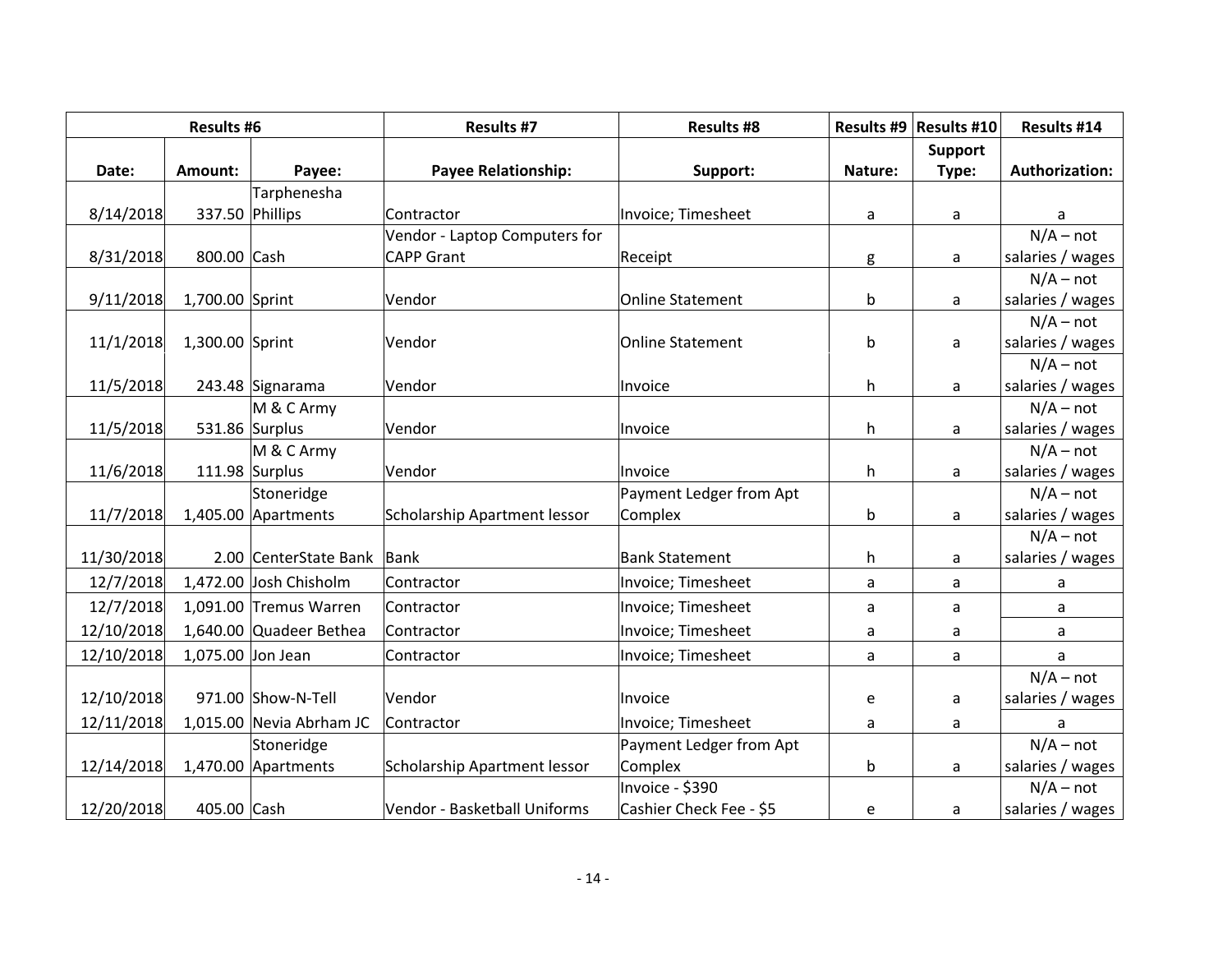| Results #6 | | | Results #7 | Results #8 | Results #9 | Results #10 | Results #14 |
|---|---|---|---|---|---|---|---|
| Date: | Amount: | Payee: | Payee Relationship: | Support: | Nature: | Support Type: | Authorization: |
| 8/14/2018 | 337.50 | Tarphenesha Phillips | Contractor | Invoice; Timesheet | a | a | a |
| 8/31/2018 | 800.00 | Cash | Vendor - Laptop Computers for CAPP Grant | Receipt | g | a | N/A – not salaries / wages |
| 9/11/2018 | 1,700.00 | Sprint | Vendor | Online Statement | b | a | N/A – not salaries / wages |
| 11/1/2018 | 1,300.00 | Sprint | Vendor | Online Statement | b | a | N/A – not salaries / wages |
| 11/5/2018 | 243.48 | Signarama | Vendor | Invoice | h | a | N/A – not salaries / wages |
| 11/5/2018 | 531.86 | M & C Army Surplus | Vendor | Invoice | h | a | N/A – not salaries / wages |
| 11/6/2018 | 111.98 | M & C Army Surplus | Vendor | Invoice | h | a | N/A – not salaries / wages |
| 11/7/2018 | 1,405.00 | Stoneridge Apartments | Scholarship Apartment lessor | Payment Ledger from Apt Complex | b | a | N/A – not salaries / wages |
| 11/30/2018 | 2.00 | CenterState Bank | Bank | Bank Statement | h | a | N/A – not salaries / wages |
| 12/7/2018 | 1,472.00 | Josh Chisholm | Contractor | Invoice; Timesheet | a | a | a |
| 12/7/2018 | 1,091.00 | Tremus Warren | Contractor | Invoice; Timesheet | a | a | a |
| 12/10/2018 | 1,640.00 | Quadeer Bethea | Contractor | Invoice; Timesheet | a | a | a |
| 12/10/2018 | 1,075.00 | Jon Jean | Contractor | Invoice; Timesheet | a | a | a |
| 12/10/2018 | 971.00 | Show-N-Tell | Vendor | Invoice | e | a | N/A – not salaries / wages |
| 12/11/2018 | 1,015.00 | Nevia Abrham JC | Contractor | Invoice; Timesheet | a | a | a |
| 12/14/2018 | 1,470.00 | Stoneridge Apartments | Scholarship Apartment lessor | Payment Ledger from Apt Complex | b | a | N/A – not salaries / wages |
| 12/20/2018 | 405.00 | Cash | Vendor - Basketball Uniforms | Invoice - $390 Cashier Check Fee - $5 | e | a | N/A – not salaries / wages |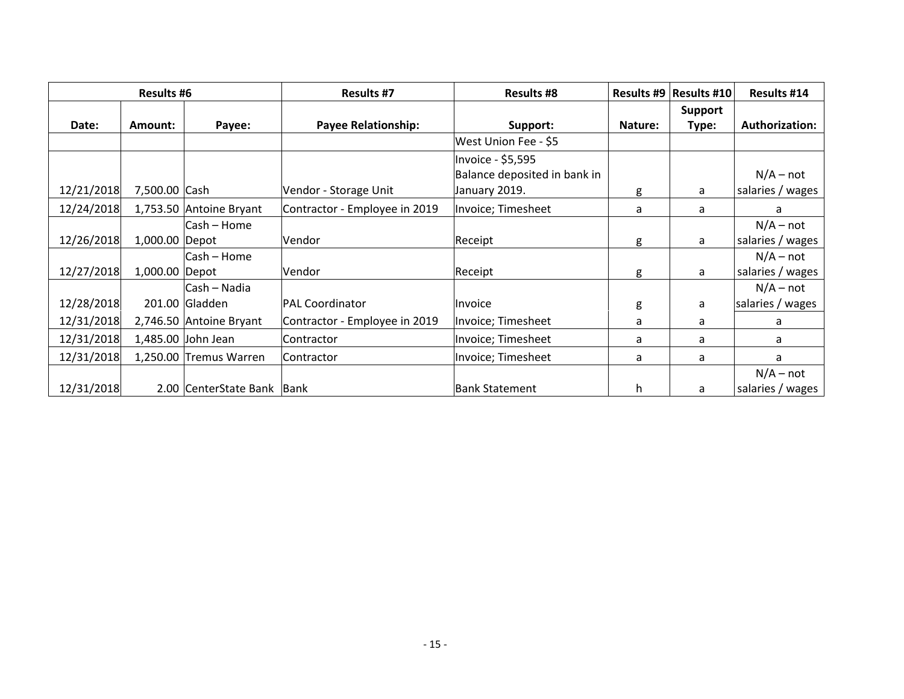| Results #6 | | | Results #7 | Results #8 | Results #9 | Results #10 | Results #14 |
|---|---|---|---|---|---|---|---|
| Date: | Amount: | Payee: | Payee Relationship: | Support: | Nature: | Support Type: | Authorization: |
| | | | | West Union Fee - $5 | | | |
| 12/21/2018 | 7,500.00 | Cash | Vendor - Storage Unit | Invoice - $5,595 Balance deposited in bank in January 2019. | g | a | N/A – not salaries / wages |
| 12/24/2018 | 1,753.50 | Antoine Bryant | Contractor - Employee in 2019 | Invoice; Timesheet | a | a | a |
| 12/26/2018 | 1,000.00 | Cash – Home Depot | Vendor | Receipt | g | a | N/A – not salaries / wages |
| 12/27/2018 | 1,000.00 | Cash – Home Depot | Vendor | Receipt | g | a | N/A – not salaries / wages |
| 12/28/2018 | 201.00 | Cash – Nadia Gladden | PAL Coordinator | Invoice | g | a | N/A – not salaries / wages |
| 12/31/2018 | 2,746.50 | Antoine Bryant | Contractor - Employee in 2019 | Invoice; Timesheet | a | a | a |
| 12/31/2018 | 1,485.00 | John Jean | Contractor | Invoice; Timesheet | a | a | a |
| 12/31/2018 | 1,250.00 | Tremus Warren | Contractor | Invoice; Timesheet | a | a | a |
| 12/31/2018 | 2.00 | CenterState Bank | Bank | Bank Statement | h | a | N/A – not salaries / wages |